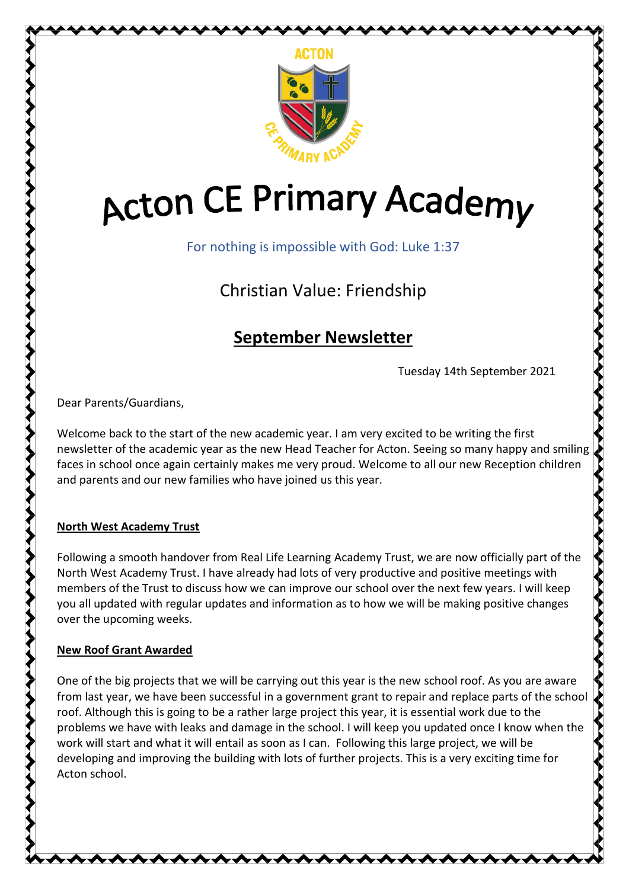# Acton CE Primary Academy

For nothing is impossible with God: Luke 1:37

Christian Value: Friendship

## September Newsletter

Tuesday 14th September 2021

Dear Parents/Guardians,

Welcome back to the start of the new academic year. I am very excited to be writing the first newsletter of the academic year as the new Head Teacher for Acton. Seeing so many happy and smiling faces in school once again certainly makes me very proud. Welcome to all our new Reception children and parents and our new families who have joined us this year.

### North West Academy Trust

Following a smooth handover from Real Life Learning Academy Trust, we are now officially part of the North West Academy Trust. I have already had lots of very productive and positive meetings with members of the Trust to discuss how we can improve our school over the next few years. I will keep you all updated with regular updates and information as to how we will be making positive changes over the upcoming weeks.

### New Roof Grant Awarded

One of the big projects that we will be carrying out this year is the new school roof. As you are aware from last year, we have been successful in a government grant to repair and replace parts of the school roof. Although this is going to be a rather large project this year, it is essential work due to the problems we have with leaks and damage in the school. I will keep you updated once I know when the work will start and what it will entail as soon as I can. Following this large project, we will be developing and improving the building with lots of further projects. This is a very exciting time for Acton school.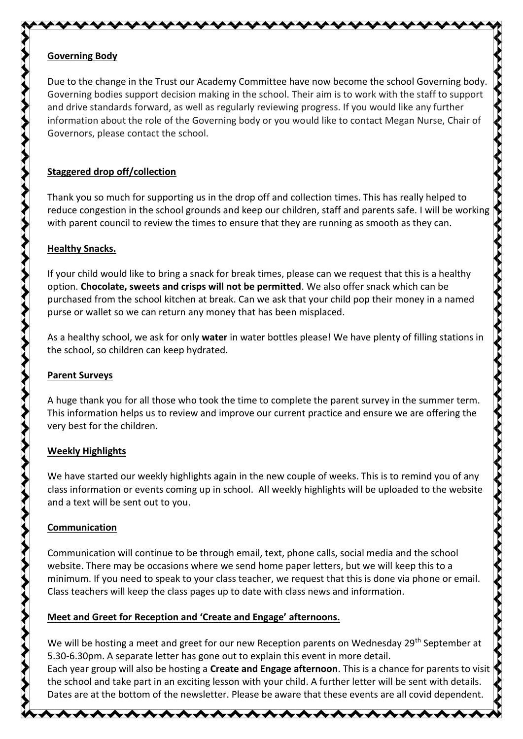## Governing Body

Due to the change in the Trust our Academy Committee have now become the school Governing body. Governing bodies support decision making in the school. Their aim is to work with the staff to support and drive standards forward, as well as regularly reviewing progress. If you would like any further information about the role of the Governing body or you would like to contact Megan Nurse, Chair of Governors, please contact the school.

## Staggered drop off/collection

Thank you so much for supporting us in the drop off and collection times. This has really helped to reduce congestion in the school grounds and keep our children, staff and parents safe. I will be working with parent council to review the times to ensure that they are running as smooth as they can.

## Healthy Snacks.

If your child would like to bring a snack for break times, please can we request that this is a healthy option. **Chocolate, sweets and crisps will not be permitted**. We also offer snack which can be purchased from the school kitchen at break. Can we ask that your child pop their money in a named purse or wallet so we can return any money that has been misplaced.

As a healthy school, we ask for only **water** in water bottles please! We have plenty of filling stations in the school, so children can keep hydrated.

## Parent Surveys

A huge thank you for all those who took the time to complete the parent survey in the summer term. This information helps us to review and improve our current practice and ensure we are offering the very best for the children.

## Weekly Highlights

We have started our weekly highlights again in the new couple of weeks. This is to remind you of any class information or events coming up in school. All weekly highlights will be uploaded to the website and a text will be sent out to you.

## Communication

Communication will continue to be through email, text, phone calls, social media and the school website. There may be occasions where we send home paper letters, but we will keep this to a minimum. If you need to speak to your class teacher, we request that this is done via phone or email. Class teachers will keep the class pages up to date with class news and information.

## Meet and Greet for Reception and 'Create and Engage' afternoons.

We will be hosting a meet and greet for our new Reception parents on Wednesday 29th September at 5.30-6.30pm. A separate letter has gone out to explain this event in more detail.
Each year group will also be hosting a **Create and Engage afternoon**. This is a chance for parents to visit the school and take part in an exciting lesson with your child. A further letter will be sent with details. Dates are at the bottom of the newsletter. Please be aware that these events are all covid dependent.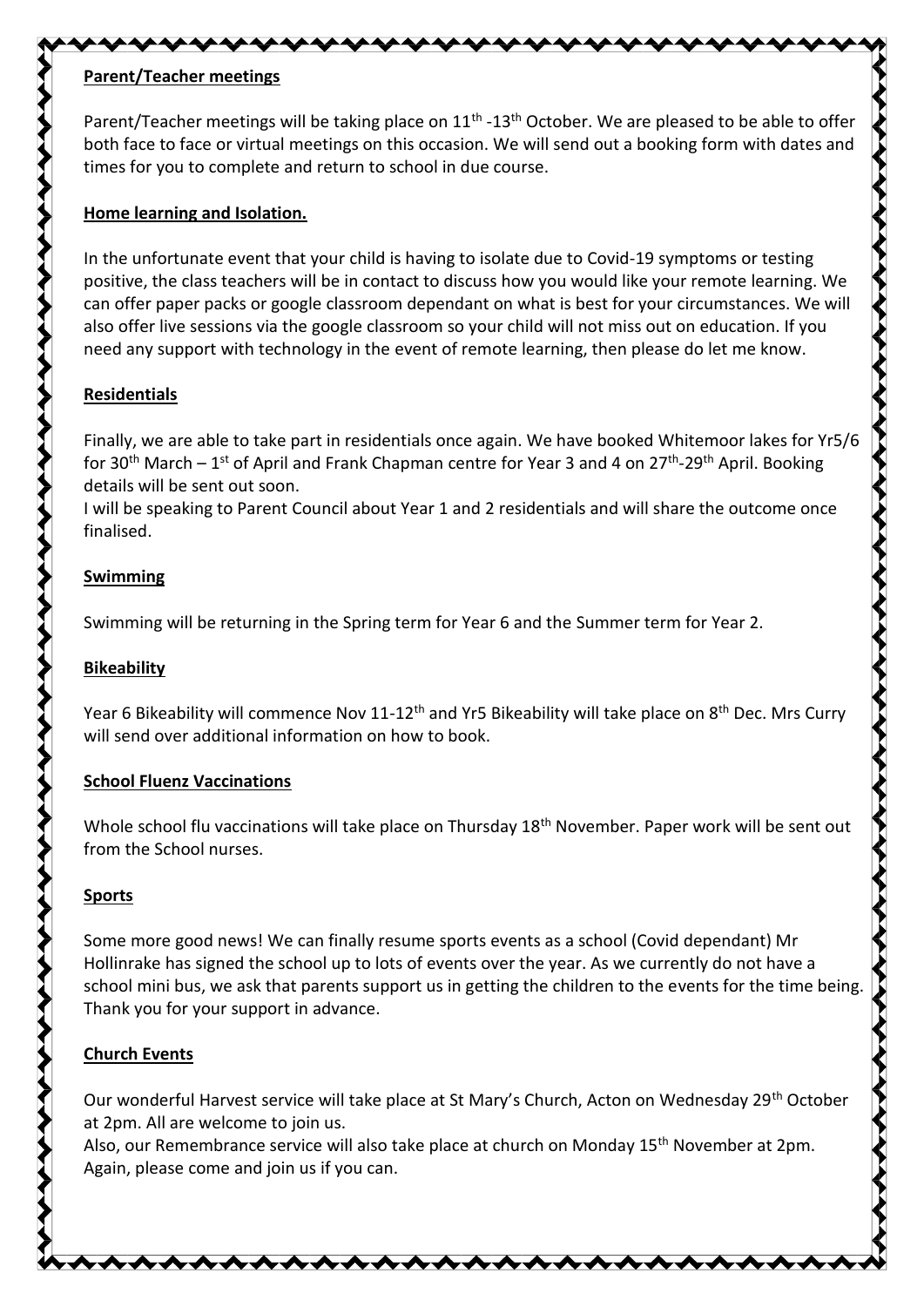**Parent/Teacher meetings**

Parent/Teacher meetings will be taking place on 11th -13th October. We are pleased to be able to offer both face to face or virtual meetings on this occasion. We will send out a booking form with dates and times for you to complete and return to school in due course.

**Home learning and Isolation.**

In the unfortunate event that your child is having to isolate due to Covid-19 symptoms or testing positive, the class teachers will be in contact to discuss how you would like your remote learning. We can offer paper packs or google classroom dependant on what is best for your circumstances. We will also offer live sessions via the google classroom so your child will not miss out on education. If you need any support with technology in the event of remote learning, then please do let me know.

**Residentials**

Finally, we are able to take part in residentials once again. We have booked Whitemoor lakes for Yr5/6 for 30th March – 1st of April and Frank Chapman centre for Year 3 and 4 on 27th-29th April. Booking details will be sent out soon.

I will be speaking to Parent Council about Year 1 and 2 residentials and will share the outcome once finalised.

**Swimming**

Swimming will be returning in the Spring term for Year 6 and the Summer term for Year 2.

**Bikeability**

Year 6 Bikeability will commence Nov 11-12th and Yr5 Bikeability will take place on 8th Dec. Mrs Curry will send over additional information on how to book.

**School Fluenz Vaccinations**

Whole school flu vaccinations will take place on Thursday 18th November. Paper work will be sent out from the School nurses.

**Sports**

Some more good news! We can finally resume sports events as a school (Covid dependant) Mr Hollinrake has signed the school up to lots of events over the year. As we currently do not have a school mini bus, we ask that parents support us in getting the children to the events for the time being. Thank you for your support in advance.

**Church Events**

Our wonderful Harvest service will take place at St Mary's Church, Acton on Wednesday 29th October at 2pm. All are welcome to join us.

Also, our Remembrance service will also take place at church on Monday 15th November at 2pm. Again, please come and join us if you can.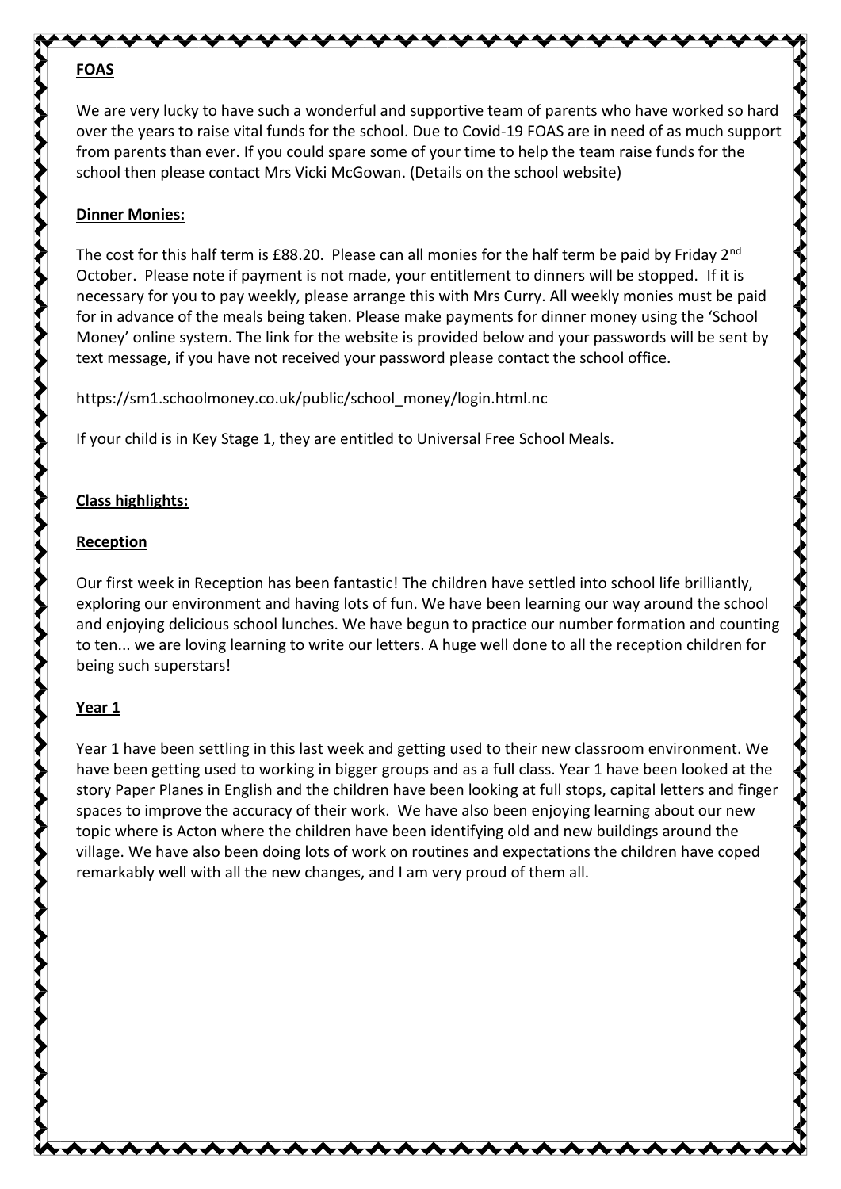**FOAS**

We are very lucky to have such a wonderful and supportive team of parents who have worked so hard over the years to raise vital funds for the school. Due to Covid-19 FOAS are in need of as much support from parents than ever. If you could spare some of your time to help the team raise funds for the school then please contact Mrs Vicki McGowan. (Details on the school website)

**Dinner Monies:**

The cost for this half term is £88.20. Please can all monies for the half term be paid by Friday 2nd October. Please note if payment is not made, your entitlement to dinners will be stopped. If it is necessary for you to pay weekly, please arrange this with Mrs Curry. All weekly monies must be paid for in advance of the meals being taken. Please make payments for dinner money using the 'School Money' online system. The link for the website is provided below and your passwords will be sent by text message, if you have not received your password please contact the school office.

https://sm1.schoolmoney.co.uk/public/school_money/login.html.nc

If your child is in Key Stage 1, they are entitled to Universal Free School Meals.

**Class highlights:**

**Reception**

Our first week in Reception has been fantastic! The children have settled into school life brilliantly, exploring our environment and having lots of fun. We have been learning our way around the school and enjoying delicious school lunches. We have begun to practice our number formation and counting to ten... we are loving learning to write our letters. A huge well done to all the reception children for being such superstars!

**Year 1**

Year 1 have been settling in this last week and getting used to their new classroom environment. We have been getting used to working in bigger groups and as a full class. Year 1 have been looked at the story Paper Planes in English and the children have been looking at full stops, capital letters and finger spaces to improve the accuracy of their work. We have also been enjoying learning about our new topic where is Acton where the children have been identifying old and new buildings around the village. We have also been doing lots of work on routines and expectations the children have coped remarkably well with all the new changes, and I am very proud of them all.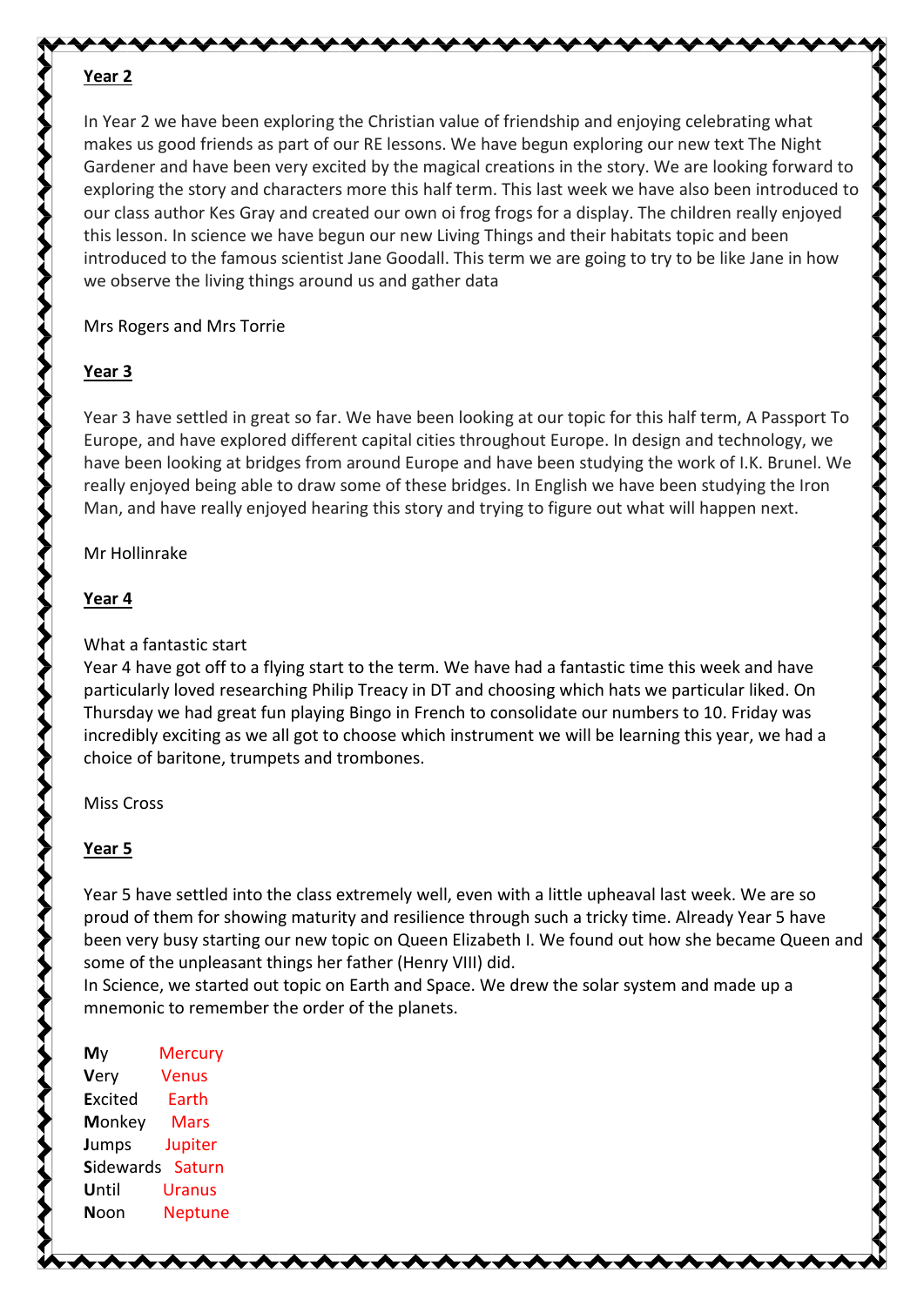## Year 2

In Year 2 we have been exploring the Christian value of friendship and enjoying celebrating what makes us good friends as part of our RE lessons. We have begun exploring our new text The Night Gardener and have been very excited by the magical creations in the story. We are looking forward to exploring the story and characters more this half term. This last week we have also been introduced to our class author Kes Gray and created our own oi frog frogs for a display. The children really enjoyed this lesson. In science we have begun our new Living Things and their habitats topic and been introduced to the famous scientist Jane Goodall. This term we are going to try to be like Jane in how we observe the living things around us and gather data

Mrs Rogers and Mrs Torrie

## Year 3

Year 3 have settled in great so far. We have been looking at our topic for this half term, A Passport To Europe, and have explored different capital cities throughout Europe. In design and technology, we have been looking at bridges from around Europe and have been studying the work of I.K. Brunel. We really enjoyed being able to draw some of these bridges. In English we have been studying the Iron Man, and have really enjoyed hearing this story and trying to figure out what will happen next.

Mr Hollinrake

## Year 4

What a fantastic start

Year 4 have got off to a flying start to the term. We have had a fantastic time this week and have particularly loved researching Philip Treacy in DT and choosing which hats we particular liked. On Thursday we had great fun playing Bingo in French to consolidate our numbers to 10. Friday was incredibly exciting as we all got to choose which instrument we will be learning this year, we had a choice of baritone, trumpets and trombones.

Miss Cross

## Year 5

Year 5 have settled into the class extremely well, even with a little upheaval last week. We are so proud of them for showing maturity and resilience through such a tricky time. Already Year 5 have been very busy starting our new topic on Queen Elizabeth I. We found out how she became Queen and some of the unpleasant things her father (Henry VIII) did.

In Science, we started out topic on Earth and Space. We drew the solar system and made up a mnemonic to remember the order of the planets.

**M**y Mercury
**V**ery Venus
**E**xcited Earth
**M**onkey Mars
**J**umps Jupiter
**S**idewards Saturn
**U**ntil Uranus
**N**oon Neptune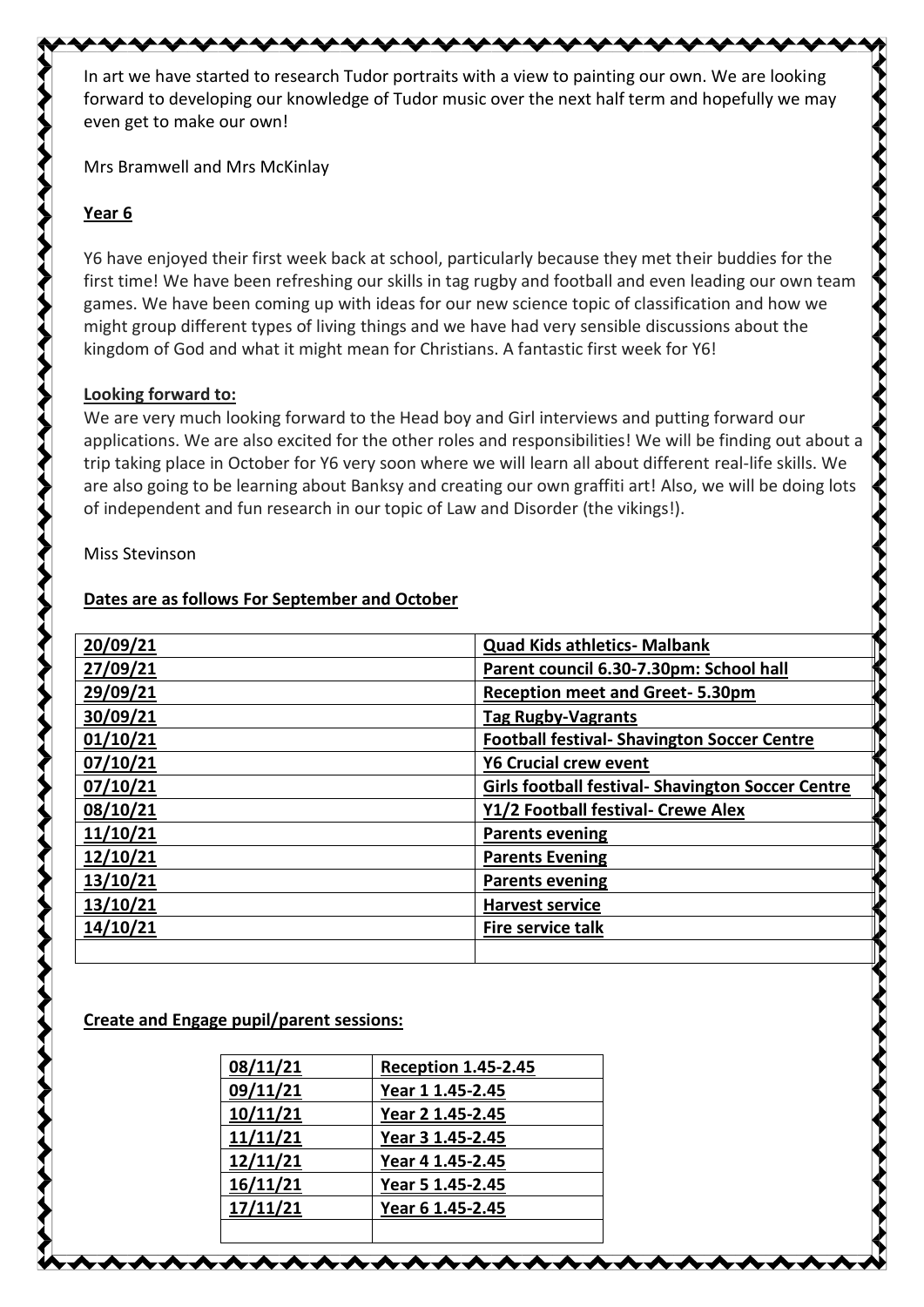In art we have started to research Tudor portraits with a view to painting our own. We are looking forward to developing our knowledge of Tudor music over the next half term and hopefully we may even get to make our own!

Mrs Bramwell and Mrs McKinlay

## Year 6

Y6 have enjoyed their first week back at school, particularly because they met their buddies for the first time! We have been refreshing our skills in tag rugby and football and even leading our own team games. We have been coming up with ideas for our new science topic of classification and how we might group different types of living things and we have had very sensible discussions about the kingdom of God and what it might mean for Christians. A fantastic first week for Y6!

### Looking forward to:

We are very much looking forward to the Head boy and Girl interviews and putting forward our applications. We are also excited for the other roles and responsibilities! We will be finding out about a trip taking place in October for Y6 very soon where we will learn all about different real-life skills. We are also going to be learning about Banksy and creating our own graffiti art! Also, we will be doing lots of independent and fun research in our topic of Law and Disorder (the vikings!).

Miss Stevinson

## Dates are as follows For September and October

| 20/09/21 | Quad Kids athletics- Malbank |
|---|---|
| 27/09/21 | Parent council 6.30-7.30pm: School hall |
| 29/09/21 | Reception meet and Greet- 5.30pm |
| 30/09/21 | Tag Rugby-Vagrants |
| 01/10/21 | Football festival- Shavington Soccer Centre |
| 07/10/21 | Y6 Crucial crew event |
| 07/10/21 | Girls football festival- Shavington Soccer Centre |
| 08/10/21 | Y1/2 Football festival- Crewe Alex |
| 11/10/21 | Parents evening |
| 12/10/21 | Parents Evening |
| 13/10/21 | Parents evening |
| 13/10/21 | Harvest service |
| 14/10/21 | Fire service talk |
| | |

## Create and Engage pupil/parent sessions:

| 08/11/21 | Reception 1.45-2.45 |
|---|---|
| 09/11/21 | Year 1 1.45-2.45 |
| 10/11/21 | Year 2 1.45-2.45 |
| 11/11/21 | Year 3 1.45-2.45 |
| 12/11/21 | Year 4 1.45-2.45 |
| 16/11/21 | Year 5 1.45-2.45 |
| 17/11/21 | Year 6 1.45-2.45 |
| | |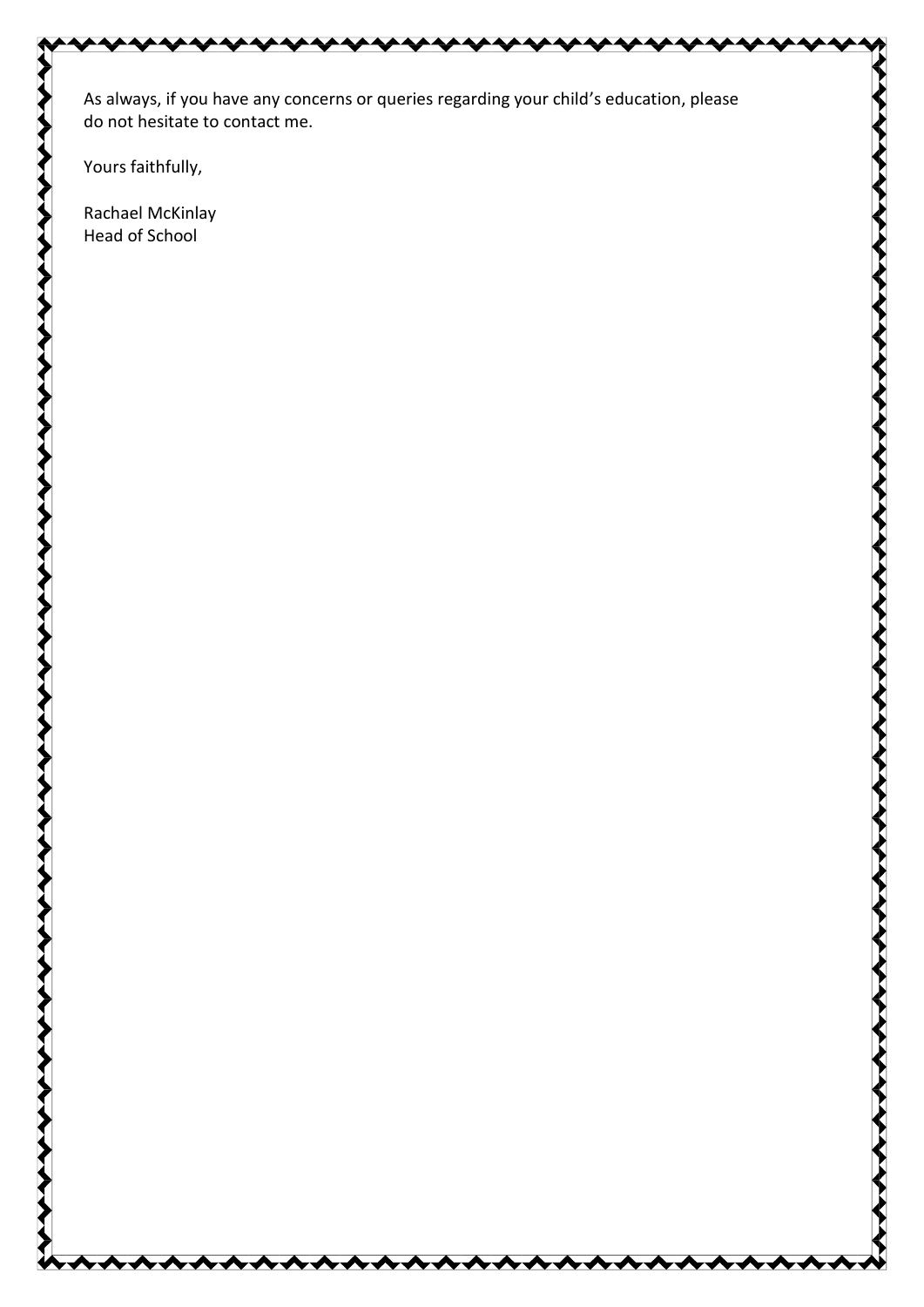As always, if you have any concerns or queries regarding your child's education, please do not hesitate to contact me.

Yours faithfully,

Rachael McKinlay
Head of School